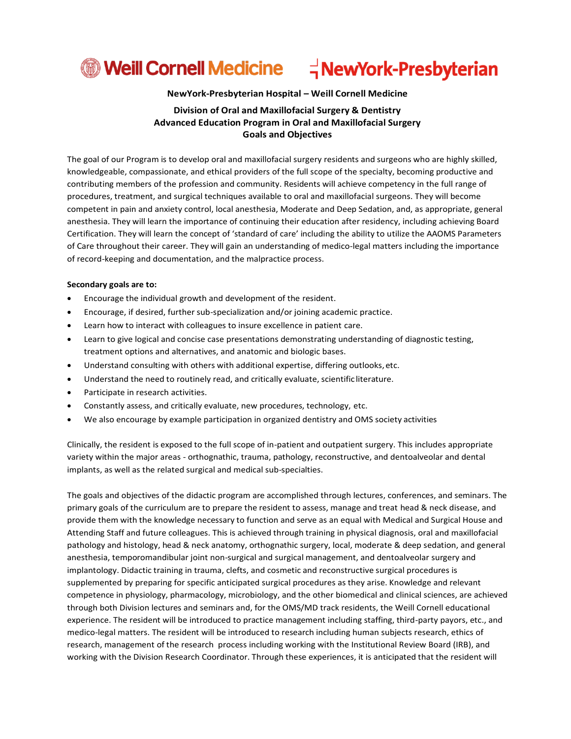Weill Cornell Medicine NewYork-Presbyterian

**NewYork-Presbyterian Hospital – Weill Cornell Medicine**

**Division of Oral and Maxillofacial Surgery & Dentistry**
**Advanced Education Program in Oral and Maxillofacial Surgery**
**Goals and Objectives**

The goal of our Program is to develop oral and maxillofacial surgery residents and surgeons who are highly skilled, knowledgeable, compassionate, and ethical providers of the full scope of the specialty, becoming productive and contributing members of the profession and community. Residents will achieve competency in the full range of procedures, treatment, and surgical techniques available to oral and maxillofacial surgeons. They will become competent in pain and anxiety control, local anesthesia, Moderate and Deep Sedation, and, as appropriate, general anesthesia. They will learn the importance of continuing their education after residency, including achieving Board Certification. They will learn the concept of 'standard of care' including the ability to utilize the AAOMS Parameters of Care throughout their career. They will gain an understanding of medico-legal matters including the importance of record-keeping and documentation, and the malpractice process.

**Secondary goals are to:**

- Encourage the individual growth and development of the resident.
- Encourage, if desired, further sub-specialization and/or joining academic practice.
- Learn how to interact with colleagues to insure excellence in patient care.
- Learn to give logical and concise case presentations demonstrating understanding of diagnostic testing, treatment options and alternatives, and anatomic and biologic bases.
- Understand consulting with others with additional expertise, differing outlooks, etc.
- Understand the need to routinely read, and critically evaluate, scientific literature.
- Participate in research activities.
- Constantly assess, and critically evaluate, new procedures, technology, etc.
- We also encourage by example participation in organized dentistry and OMS society activities

Clinically, the resident is exposed to the full scope of in-patient and outpatient surgery. This includes appropriate variety within the major areas - orthognathic, trauma, pathology, reconstructive, and dentoalveolar and dental implants, as well as the related surgical and medical sub-specialties.

The goals and objectives of the didactic program are accomplished through lectures, conferences, and seminars. The primary goals of the curriculum are to prepare the resident to assess, manage and treat head & neck disease, and provide them with the knowledge necessary to function and serve as an equal with Medical and Surgical House and Attending Staff and future colleagues. This is achieved through training in physical diagnosis, oral and maxillofacial pathology and histology, head & neck anatomy, orthognathic surgery, local, moderate & deep sedation, and general anesthesia, temporomandibular joint non-surgical and surgical management, and dentoalveolar surgery and implantology. Didactic training in trauma, clefts, and cosmetic and reconstructive surgical procedures is supplemented by preparing for specific anticipated surgical procedures as they arise. Knowledge and relevant competence in physiology, pharmacology, microbiology, and the other biomedical and clinical sciences, are achieved through both Division lectures and seminars and, for the OMS/MD track residents, the Weill Cornell educational experience. The resident will be introduced to practice management including staffing, third-party payors, etc., and medico-legal matters. The resident will be introduced to research including human subjects research, ethics of research, management of the research process including working with the Institutional Review Board (IRB), and working with the Division Research Coordinator. Through these experiences, it is anticipated that the resident will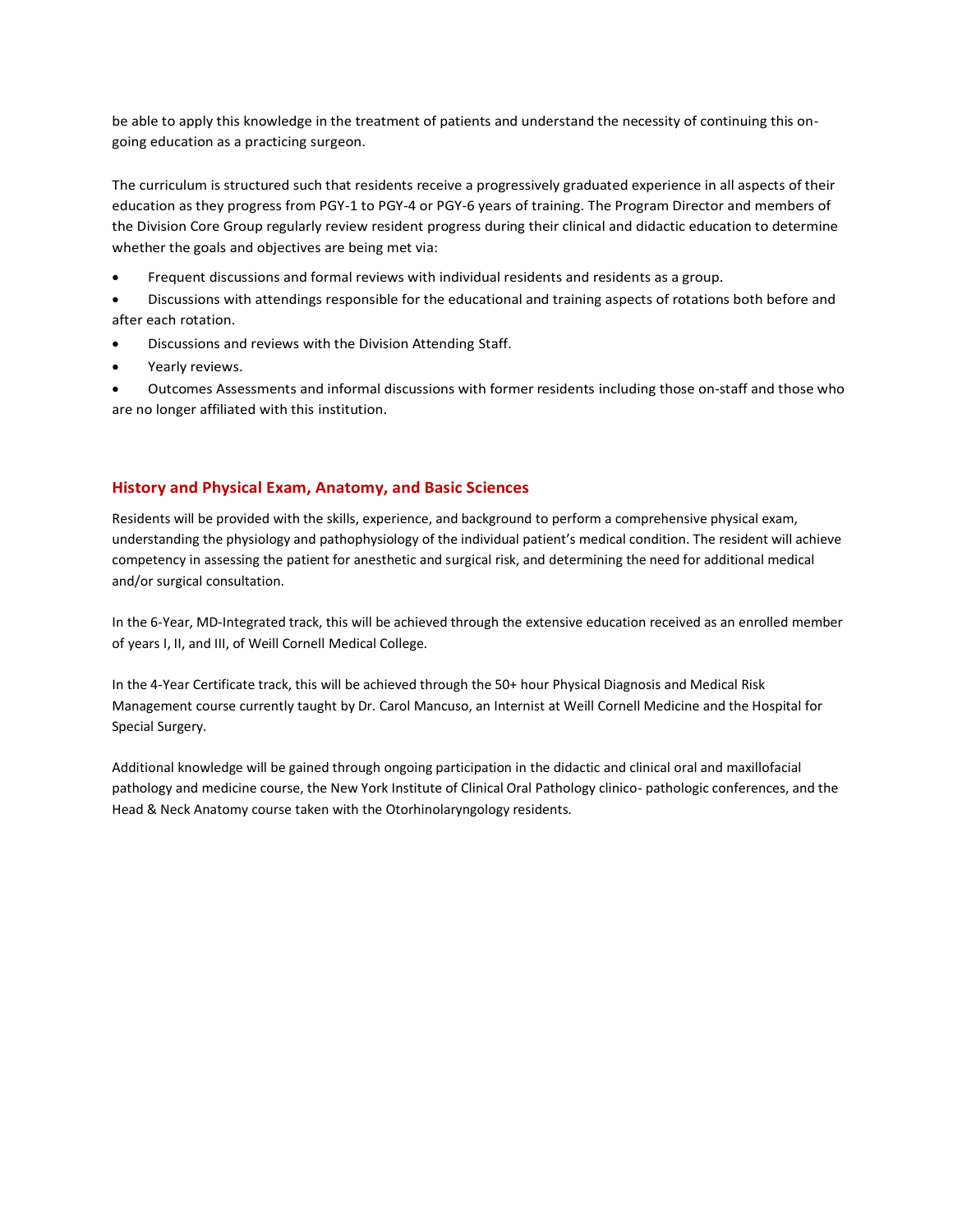be able to apply this knowledge in the treatment of patients and understand the necessity of continuing this on-going education as a practicing surgeon.

The curriculum is structured such that residents receive a progressively graduated experience in all aspects of their education as they progress from PGY-1 to PGY-4 or PGY-6 years of training. The Program Director and members of the Division Core Group regularly review resident progress during their clinical and didactic education to determine whether the goals and objectives are being met via:

- Frequent discussions and formal reviews with individual residents and residents as a group.
- Discussions with attendings responsible for the educational and training aspects of rotations both before and after each rotation.
- Discussions and reviews with the Division Attending Staff.
- Yearly reviews.
- Outcomes Assessments and informal discussions with former residents including those on-staff and those who are no longer affiliated with this institution.

## History and Physical Exam, Anatomy, and Basic Sciences

Residents will be provided with the skills, experience, and background to perform a comprehensive physical exam, understanding the physiology and pathophysiology of the individual patient's medical condition. The resident will achieve competency in assessing the patient for anesthetic and surgical risk, and determining the need for additional medical and/or surgical consultation.

In the 6-Year, MD-Integrated track, this will be achieved through the extensive education received as an enrolled member of years I, II, and III, of Weill Cornell Medical College.

In the 4-Year Certificate track, this will be achieved through the 50+ hour Physical Diagnosis and Medical Risk Management course currently taught by Dr. Carol Mancuso, an Internist at Weill Cornell Medicine and the Hospital for Special Surgery.

Additional knowledge will be gained through ongoing participation in the didactic and clinical oral and maxillofacial pathology and medicine course, the New York Institute of Clinical Oral Pathology clinico- pathologic conferences, and the Head & Neck Anatomy course taken with the Otorhinolaryngology residents.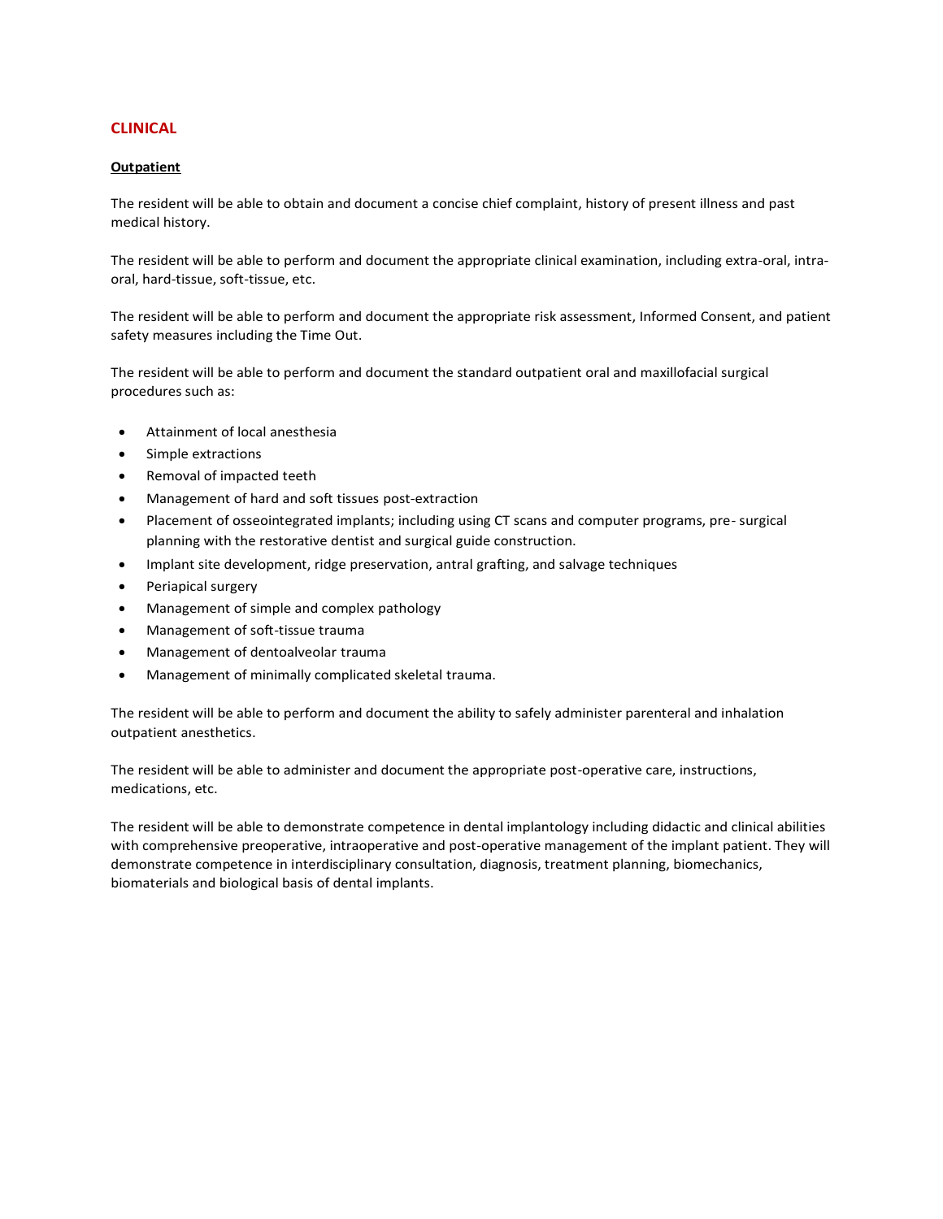## CLINICAL

### Outpatient

The resident will be able to obtain and document a concise chief complaint, history of present illness and past medical history.

The resident will be able to perform and document the appropriate clinical examination, including extra-oral, intra-oral, hard-tissue, soft-tissue, etc.

The resident will be able to perform and document the appropriate risk assessment, Informed Consent, and patient safety measures including the Time Out.

The resident will be able to perform and document the standard outpatient oral and maxillofacial surgical procedures such as:

- Attainment of local anesthesia
- Simple extractions
- Removal of impacted teeth
- Management of hard and soft tissues post-extraction
- Placement of osseointegrated implants; including using CT scans and computer programs, pre- surgical planning with the restorative dentist and surgical guide construction.
- Implant site development, ridge preservation, antral grafting, and salvage techniques
- Periapical surgery
- Management of simple and complex pathology
- Management of soft-tissue trauma
- Management of dentoalveolar trauma
- Management of minimally complicated skeletal trauma.

The resident will be able to perform and document the ability to safely administer parenteral and inhalation outpatient anesthetics.

The resident will be able to administer and document the appropriate post-operative care, instructions, medications, etc.

The resident will be able to demonstrate competence in dental implantology including didactic and clinical abilities with comprehensive preoperative, intraoperative and post-operative management of the implant patient. They will demonstrate competence in interdisciplinary consultation, diagnosis, treatment planning, biomechanics, biomaterials and biological basis of dental implants.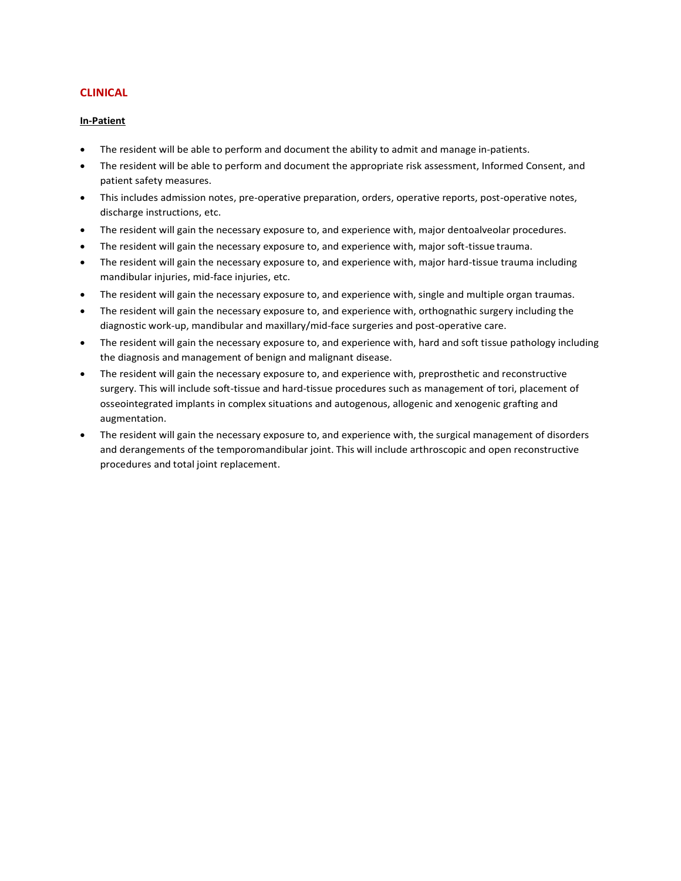## CLINICAL

### In-Patient

- The resident will be able to perform and document the ability to admit and manage in-patients.
- The resident will be able to perform and document the appropriate risk assessment, Informed Consent, and patient safety measures.
- This includes admission notes, pre-operative preparation, orders, operative reports, post-operative notes, discharge instructions, etc.
- The resident will gain the necessary exposure to, and experience with, major dentoalveolar procedures.
- The resident will gain the necessary exposure to, and experience with, major soft-tissue trauma.
- The resident will gain the necessary exposure to, and experience with, major hard-tissue trauma including mandibular injuries, mid-face injuries, etc.
- The resident will gain the necessary exposure to, and experience with, single and multiple organ traumas.
- The resident will gain the necessary exposure to, and experience with, orthognathic surgery including the diagnostic work-up, mandibular and maxillary/mid-face surgeries and post-operative care.
- The resident will gain the necessary exposure to, and experience with, hard and soft tissue pathology including the diagnosis and management of benign and malignant disease.
- The resident will gain the necessary exposure to, and experience with, preprosthetic and reconstructive surgery. This will include soft-tissue and hard-tissue procedures such as management of tori, placement of osseointegrated implants in complex situations and autogenous, allogenic and xenogenic grafting and augmentation.
- The resident will gain the necessary exposure to, and experience with, the surgical management of disorders and derangements of the temporomandibular joint. This will include arthroscopic and open reconstructive procedures and total joint replacement.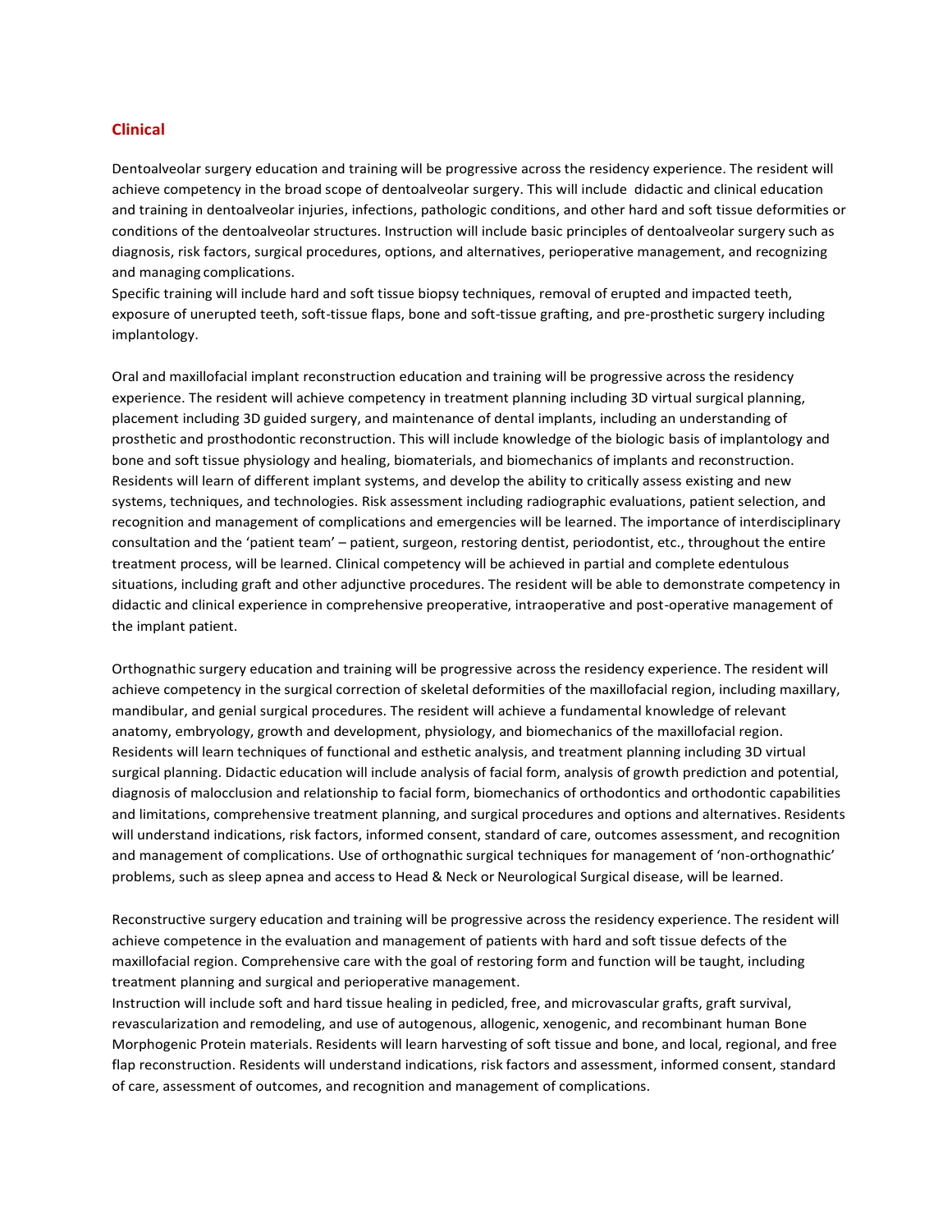## Clinical

Dentoalveolar surgery education and training will be progressive across the residency experience. The resident will achieve competency in the broad scope of dentoalveolar surgery. This will include didactic and clinical education and training in dentoalveolar injuries, infections, pathologic conditions, and other hard and soft tissue deformities or conditions of the dentoalveolar structures. Instruction will include basic principles of dentoalveolar surgery such as diagnosis, risk factors, surgical procedures, options, and alternatives, perioperative management, and recognizing and managing complications.
Specific training will include hard and soft tissue biopsy techniques, removal of erupted and impacted teeth, exposure of unerupted teeth, soft-tissue flaps, bone and soft-tissue grafting, and pre-prosthetic surgery including implantology.

Oral and maxillofacial implant reconstruction education and training will be progressive across the residency experience. The resident will achieve competency in treatment planning including 3D virtual surgical planning, placement including 3D guided surgery, and maintenance of dental implants, including an understanding of prosthetic and prosthodontic reconstruction. This will include knowledge of the biologic basis of implantology and bone and soft tissue physiology and healing, biomaterials, and biomechanics of implants and reconstruction. Residents will learn of different implant systems, and develop the ability to critically assess existing and new systems, techniques, and technologies. Risk assessment including radiographic evaluations, patient selection, and recognition and management of complications and emergencies will be learned. The importance of interdisciplinary consultation and the 'patient team' – patient, surgeon, restoring dentist, periodontist, etc., throughout the entire treatment process, will be learned. Clinical competency will be achieved in partial and complete edentulous situations, including graft and other adjunctive procedures. The resident will be able to demonstrate competency in didactic and clinical experience in comprehensive preoperative, intraoperative and post-operative management of the implant patient.

Orthognathic surgery education and training will be progressive across the residency experience. The resident will achieve competency in the surgical correction of skeletal deformities of the maxillofacial region, including maxillary, mandibular, and genial surgical procedures. The resident will achieve a fundamental knowledge of relevant anatomy, embryology, growth and development, physiology, and biomechanics of the maxillofacial region. Residents will learn techniques of functional and esthetic analysis, and treatment planning including 3D virtual surgical planning. Didactic education will include analysis of facial form, analysis of growth prediction and potential, diagnosis of malocclusion and relationship to facial form, biomechanics of orthodontics and orthodontic capabilities and limitations, comprehensive treatment planning, and surgical procedures and options and alternatives. Residents will understand indications, risk factors, informed consent, standard of care, outcomes assessment, and recognition and management of complications. Use of orthognathic surgical techniques for management of 'non-orthognathic' problems, such as sleep apnea and access to Head & Neck or Neurological Surgical disease, will be learned.

Reconstructive surgery education and training will be progressive across the residency experience. The resident will achieve competence in the evaluation and management of patients with hard and soft tissue defects of the maxillofacial region. Comprehensive care with the goal of restoring form and function will be taught, including treatment planning and surgical and perioperative management.
Instruction will include soft and hard tissue healing in pedicled, free, and microvascular grafts, graft survival, revascularization and remodeling, and use of autogenous, allogenic, xenogenic, and recombinant human Bone Morphogenic Protein materials. Residents will learn harvesting of soft tissue and bone, and local, regional, and free flap reconstruction. Residents will understand indications, risk factors and assessment, informed consent, standard of care, assessment of outcomes, and recognition and management of complications.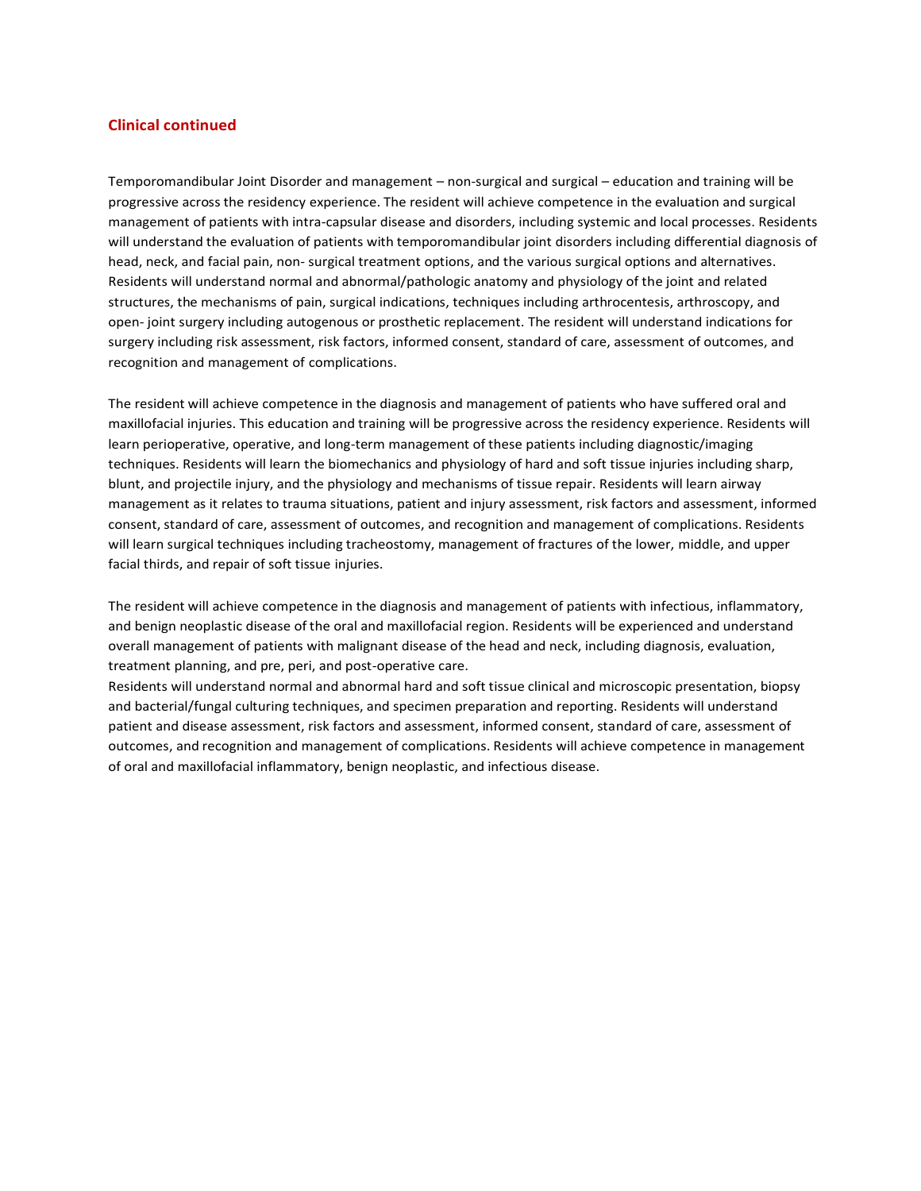## Clinical continued

Temporomandibular Joint Disorder and management – non-surgical and surgical – education and training will be progressive across the residency experience. The resident will achieve competence in the evaluation and surgical management of patients with intra-capsular disease and disorders, including systemic and local processes. Residents will understand the evaluation of patients with temporomandibular joint disorders including differential diagnosis of head, neck, and facial pain, non- surgical treatment options, and the various surgical options and alternatives. Residents will understand normal and abnormal/pathologic anatomy and physiology of the joint and related structures, the mechanisms of pain, surgical indications, techniques including arthrocentesis, arthroscopy, and open- joint surgery including autogenous or prosthetic replacement. The resident will understand indications for surgery including risk assessment, risk factors, informed consent, standard of care, assessment of outcomes, and recognition and management of complications.

The resident will achieve competence in the diagnosis and management of patients who have suffered oral and maxillofacial injuries. This education and training will be progressive across the residency experience. Residents will learn perioperative, operative, and long-term management of these patients including diagnostic/imaging techniques. Residents will learn the biomechanics and physiology of hard and soft tissue injuries including sharp, blunt, and projectile injury, and the physiology and mechanisms of tissue repair. Residents will learn airway management as it relates to trauma situations, patient and injury assessment, risk factors and assessment, informed consent, standard of care, assessment of outcomes, and recognition and management of complications. Residents will learn surgical techniques including tracheostomy, management of fractures of the lower, middle, and upper facial thirds, and repair of soft tissue injuries.

The resident will achieve competence in the diagnosis and management of patients with infectious, inflammatory, and benign neoplastic disease of the oral and maxillofacial region. Residents will be experienced and understand overall management of patients with malignant disease of the head and neck, including diagnosis, evaluation, treatment planning, and pre, peri, and post-operative care.
Residents will understand normal and abnormal hard and soft tissue clinical and microscopic presentation, biopsy and bacterial/fungal culturing techniques, and specimen preparation and reporting. Residents will understand patient and disease assessment, risk factors and assessment, informed consent, standard of care, assessment of outcomes, and recognition and management of complications. Residents will achieve competence in management of oral and maxillofacial inflammatory, benign neoplastic, and infectious disease.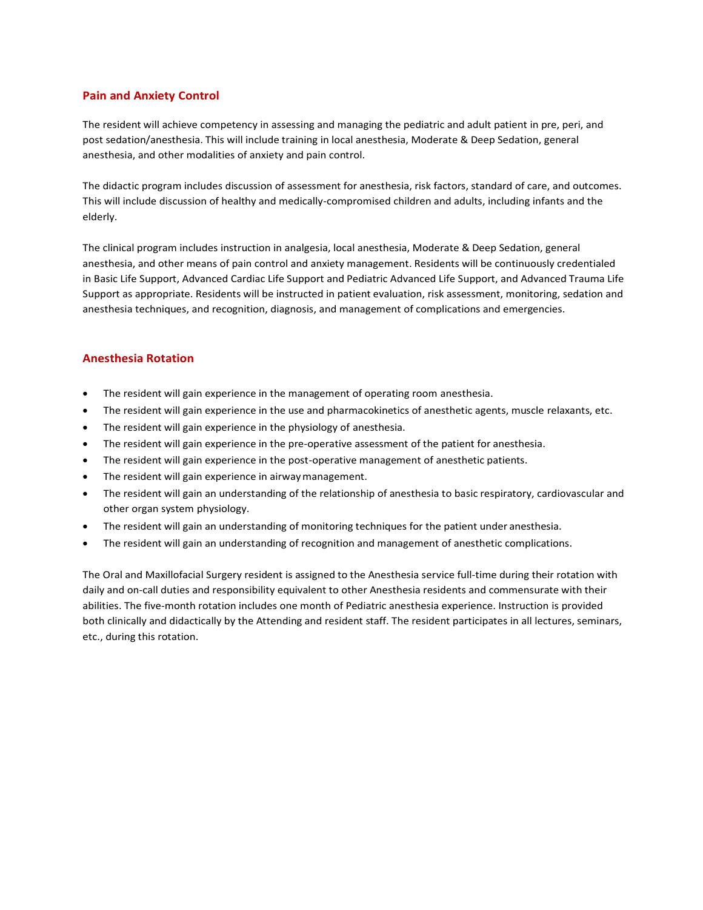## Pain and Anxiety Control

The resident will achieve competency in assessing and managing the pediatric and adult patient in pre, peri, and post sedation/anesthesia. This will include training in local anesthesia, Moderate & Deep Sedation, general anesthesia, and other modalities of anxiety and pain control.

The didactic program includes discussion of assessment for anesthesia, risk factors, standard of care, and outcomes. This will include discussion of healthy and medically-compromised children and adults, including infants and the elderly.

The clinical program includes instruction in analgesia, local anesthesia, Moderate & Deep Sedation, general anesthesia, and other means of pain control and anxiety management. Residents will be continuously credentialed in Basic Life Support, Advanced Cardiac Life Support and Pediatric Advanced Life Support, and Advanced Trauma Life Support as appropriate. Residents will be instructed in patient evaluation, risk assessment, monitoring, sedation and anesthesia techniques, and recognition, diagnosis, and management of complications and emergencies.

## Anesthesia Rotation

- The resident will gain experience in the management of operating room anesthesia.
- The resident will gain experience in the use and pharmacokinetics of anesthetic agents, muscle relaxants, etc.
- The resident will gain experience in the physiology of anesthesia.
- The resident will gain experience in the pre-operative assessment of the patient for anesthesia.
- The resident will gain experience in the post-operative management of anesthetic patients.
- The resident will gain experience in airway management.
- The resident will gain an understanding of the relationship of anesthesia to basic respiratory, cardiovascular and other organ system physiology.
- The resident will gain an understanding of monitoring techniques for the patient under anesthesia.
- The resident will gain an understanding of recognition and management of anesthetic complications.

The Oral and Maxillofacial Surgery resident is assigned to the Anesthesia service full-time during their rotation with daily and on-call duties and responsibility equivalent to other Anesthesia residents and commensurate with their abilities. The five-month rotation includes one month of Pediatric anesthesia experience. Instruction is provided both clinically and didactically by the Attending and resident staff. The resident participates in all lectures, seminars, etc., during this rotation.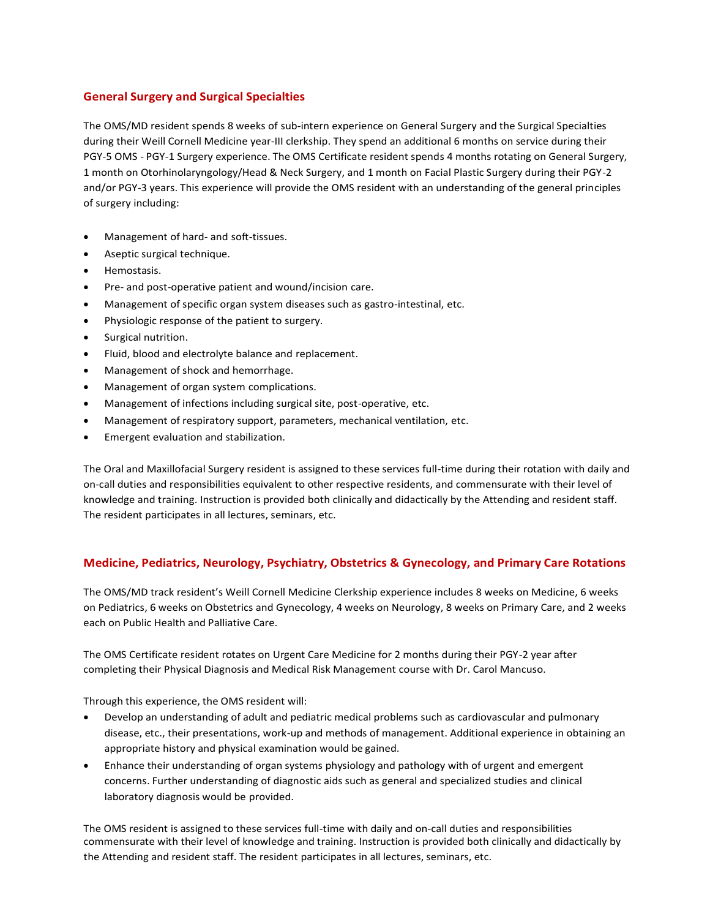## General Surgery and Surgical Specialties

The OMS/MD resident spends 8 weeks of sub-intern experience on General Surgery and the Surgical Specialties during their Weill Cornell Medicine year-III clerkship. They spend an additional 6 months on service during their PGY-5 OMS - PGY-1 Surgery experience. The OMS Certificate resident spends 4 months rotating on General Surgery, 1 month on Otorhinolaryngology/Head & Neck Surgery, and 1 month on Facial Plastic Surgery during their PGY-2 and/or PGY-3 years. This experience will provide the OMS resident with an understanding of the general principles of surgery including:

- Management of hard- and soft-tissues.
- Aseptic surgical technique.
- Hemostasis.
- Pre- and post-operative patient and wound/incision care.
- Management of specific organ system diseases such as gastro-intestinal, etc.
- Physiologic response of the patient to surgery.
- Surgical nutrition.
- Fluid, blood and electrolyte balance and replacement.
- Management of shock and hemorrhage.
- Management of organ system complications.
- Management of infections including surgical site, post-operative, etc.
- Management of respiratory support, parameters, mechanical ventilation, etc.
- Emergent evaluation and stabilization.

The Oral and Maxillofacial Surgery resident is assigned to these services full-time during their rotation with daily and on-call duties and responsibilities equivalent to other respective residents, and commensurate with their level of knowledge and training. Instruction is provided both clinically and didactically by the Attending and resident staff. The resident participates in all lectures, seminars, etc.

## Medicine, Pediatrics, Neurology, Psychiatry, Obstetrics & Gynecology, and Primary Care Rotations

The OMS/MD track resident's Weill Cornell Medicine Clerkship experience includes 8 weeks on Medicine, 6 weeks on Pediatrics, 6 weeks on Obstetrics and Gynecology, 4 weeks on Neurology, 8 weeks on Primary Care, and 2 weeks each on Public Health and Palliative Care.

The OMS Certificate resident rotates on Urgent Care Medicine for 2 months during their PGY-2 year after completing their Physical Diagnosis and Medical Risk Management course with Dr. Carol Mancuso.

Through this experience, the OMS resident will:

- Develop an understanding of adult and pediatric medical problems such as cardiovascular and pulmonary disease, etc., their presentations, work-up and methods of management. Additional experience in obtaining an appropriate history and physical examination would be gained.
- Enhance their understanding of organ systems physiology and pathology with of urgent and emergent concerns. Further understanding of diagnostic aids such as general and specialized studies and clinical laboratory diagnosis would be provided.

The OMS resident is assigned to these services full-time with daily and on-call duties and responsibilities commensurate with their level of knowledge and training. Instruction is provided both clinically and didactically by the Attending and resident staff. The resident participates in all lectures, seminars, etc.